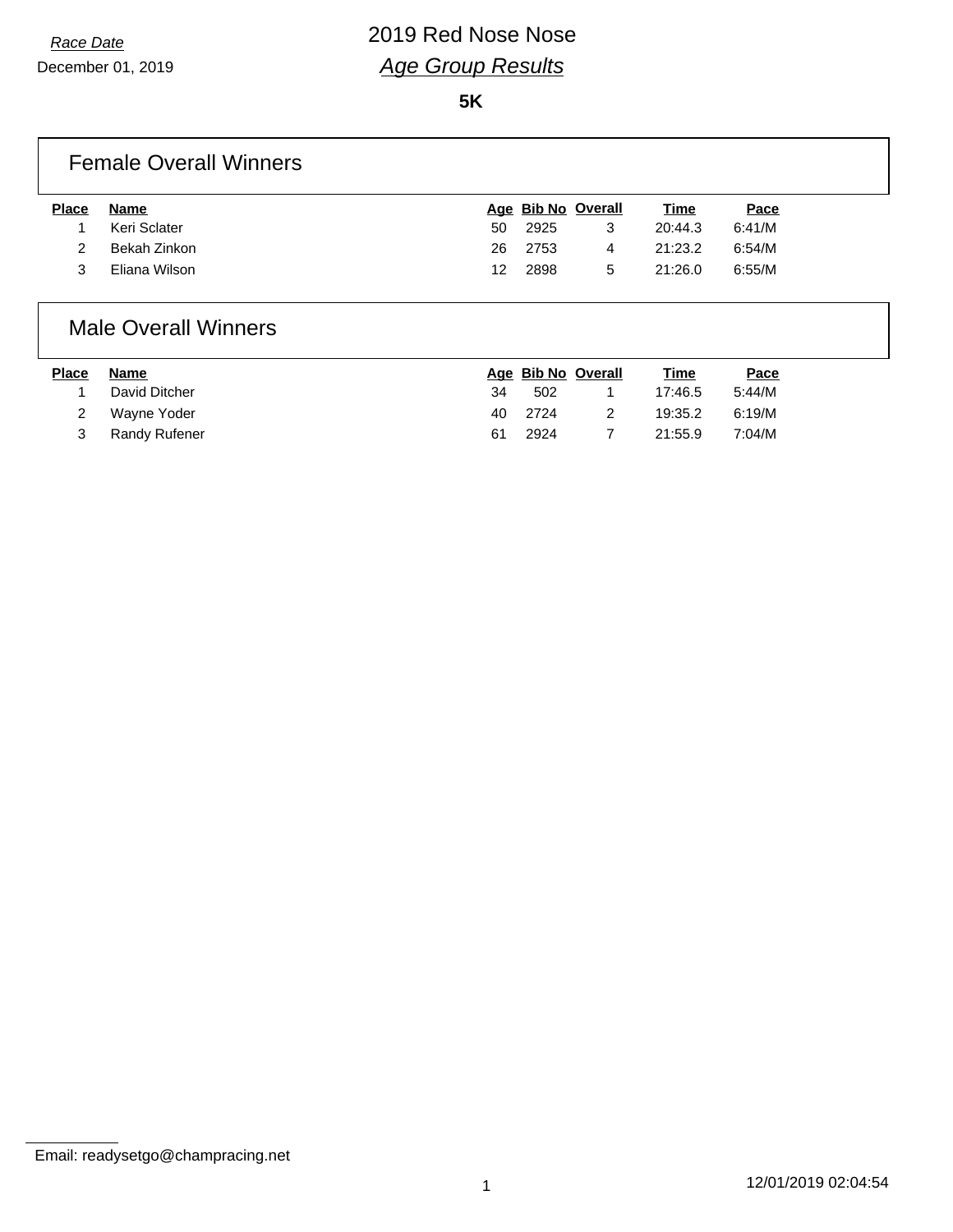*Race Date*

December 01, 2019

# 2019 Red Nose Nose

## *Age Group Results*

**5K**

### Female Overall Winners

| Place | Name | Age | Bib No | Overall | Time | Pace |
|---|---|---|---|---|---|---|
| 1 | Keri Sclater | 50 | 2925 | 3 | 20:44.3 | 6:41/M |
| 2 | Bekah Zinkon | 26 | 2753 | 4 | 21:23.2 | 6:54/M |
| 3 | Eliana Wilson | 12 | 2898 | 5 | 21:26.0 | 6:55/M |

### Male Overall Winners

| Place | Name | Age | Bib No | Overall | Time | Pace |
|---|---|---|---|---|---|---|
| 1 | David Ditcher | 34 | 502 | 1 | 17:46.5 | 5:44/M |
| 2 | Wayne Yoder | 40 | 2724 | 2 | 19:35.2 | 6:19/M |
| 3 | Randy Rufener | 61 | 2924 | 7 | 21:55.9 | 7:04/M |

Email: readysetgo@champracing.net

12/01/2019 02:04:54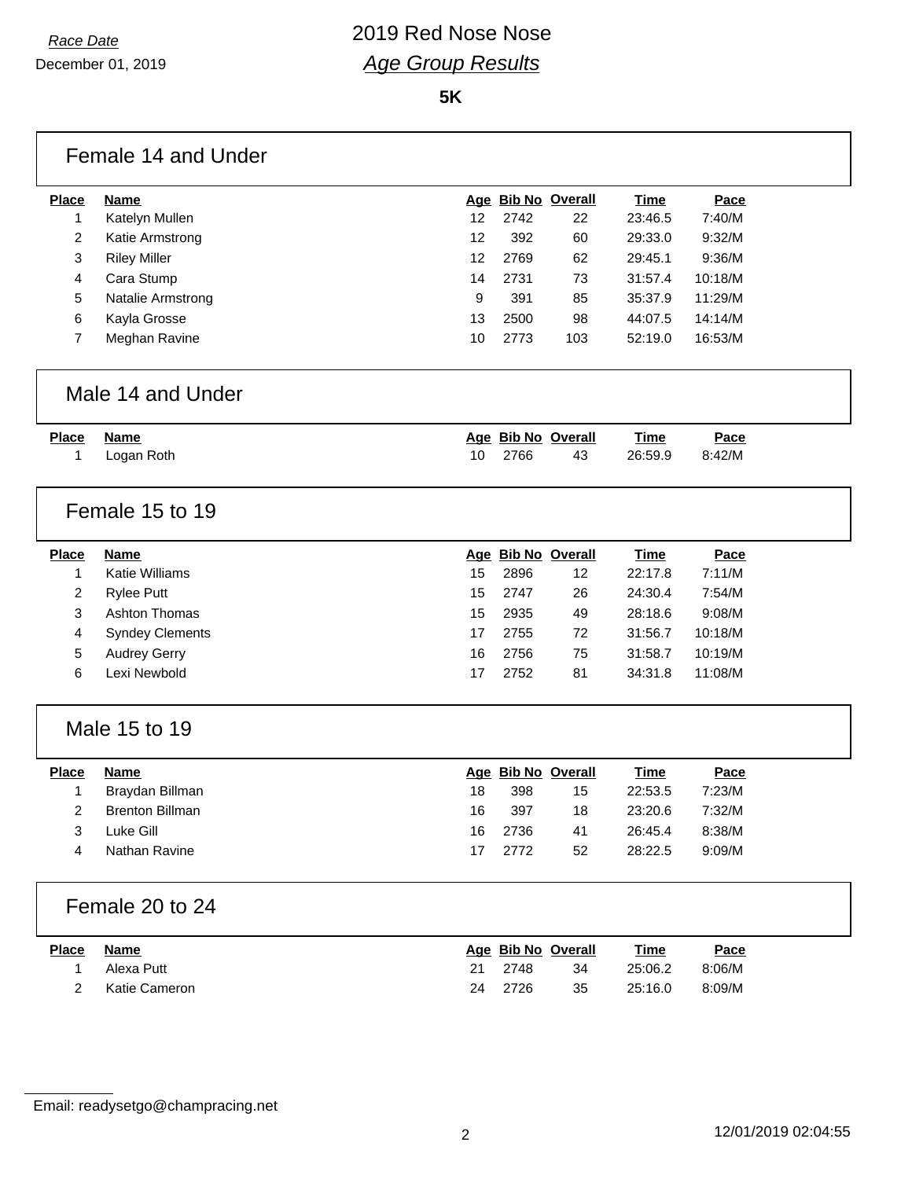*Race Date*

December 01, 2019

# 2019 Red Nose Nose

## *Age Group Results*

**5K**

### Female 14 and Under

| Place | Name | Age | Bib No | Overall | Time | Pace |
|---|---|---|---|---|---|---|
| 1 | Katelyn Mullen | 12 | 2742 | 22 | 23:46.5 | 7:40/M |
| 2 | Katie Armstrong | 12 | 392 | 60 | 29:33.0 | 9:32/M |
| 3 | Riley Miller | 12 | 2769 | 62 | 29:45.1 | 9:36/M |
| 4 | Cara Stump | 14 | 2731 | 73 | 31:57.4 | 10:18/M |
| 5 | Natalie Armstrong | 9 | 391 | 85 | 35:37.9 | 11:29/M |
| 6 | Kayla Grosse | 13 | 2500 | 98 | 44:07.5 | 14:14/M |
| 7 | Meghan Ravine | 10 | 2773 | 103 | 52:19.0 | 16:53/M |

### Male 14 and Under

| Place | Name | Age | Bib No | Overall | Time | Pace |
|---|---|---|---|---|---|---|
| 1 | Logan Roth | 10 | 2766 | 43 | 26:59.9 | 8:42/M |

### Female 15 to 19

| Place | Name | Age | Bib No | Overall | Time | Pace |
|---|---|---|---|---|---|---|
| 1 | Katie Williams | 15 | 2896 | 12 | 22:17.8 | 7:11/M |
| 2 | Rylee Putt | 15 | 2747 | 26 | 24:30.4 | 7:54/M |
| 3 | Ashton Thomas | 15 | 2935 | 49 | 28:18.6 | 9:08/M |
| 4 | Syndey Clements | 17 | 2755 | 72 | 31:56.7 | 10:18/M |
| 5 | Audrey Gerry | 16 | 2756 | 75 | 31:58.7 | 10:19/M |
| 6 | Lexi Newbold | 17 | 2752 | 81 | 34:31.8 | 11:08/M |

### Male 15 to 19

| Place | Name | Age | Bib No | Overall | Time | Pace |
|---|---|---|---|---|---|---|
| 1 | Braydan Billman | 18 | 398 | 15 | 22:53.5 | 7:23/M |
| 2 | Brenton Billman | 16 | 397 | 18 | 23:20.6 | 7:32/M |
| 3 | Luke Gill | 16 | 2736 | 41 | 26:45.4 | 8:38/M |
| 4 | Nathan Ravine | 17 | 2772 | 52 | 28:22.5 | 9:09/M |

### Female 20 to 24

| Place | Name | Age | Bib No | Overall | Time | Pace |
|---|---|---|---|---|---|---|
| 1 | Alexa Putt | 21 | 2748 | 34 | 25:06.2 | 8:06/M |
| 2 | Katie Cameron | 24 | 2726 | 35 | 25:16.0 | 8:09/M |

Email: readysetgo@champracing.net

12/01/2019 02:04:55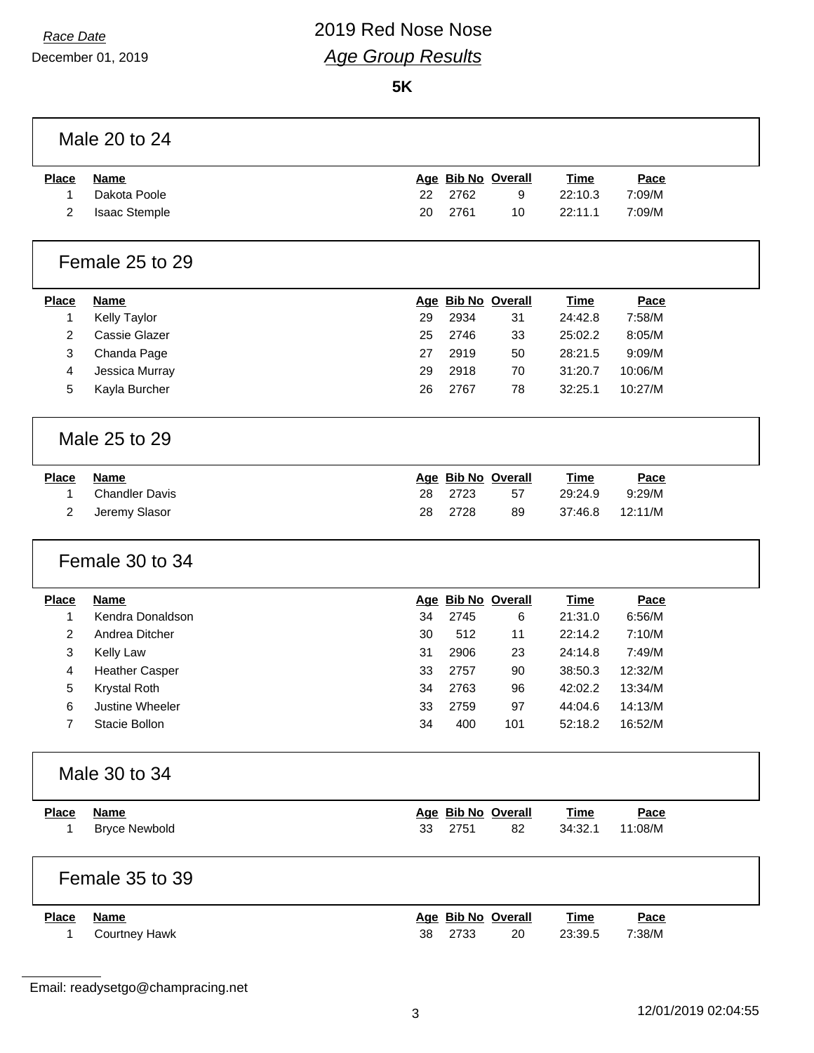*Race Date*

December 01, 2019

# 2019 Red Nose Nose

## *Age Group Results*

**5K**

### Male 20 to 24

| Place | Name | Age | Bib No | Overall | Time | Pace |
|---|---|---|---|---|---|---|
| 1 | Dakota Poole | 22 | 2762 | 9 | 22:10.3 | 7:09/M |
| 2 | Isaac Stemple | 20 | 2761 | 10 | 22:11.1 | 7:09/M |

### Female 25 to 29

| Place | Name | Age | Bib No | Overall | Time | Pace |
|---|---|---|---|---|---|---|
| 1 | Kelly Taylor | 29 | 2934 | 31 | 24:42.8 | 7:58/M |
| 2 | Cassie Glazer | 25 | 2746 | 33 | 25:02.2 | 8:05/M |
| 3 | Chanda Page | 27 | 2919 | 50 | 28:21.5 | 9:09/M |
| 4 | Jessica Murray | 29 | 2918 | 70 | 31:20.7 | 10:06/M |
| 5 | Kayla Burcher | 26 | 2767 | 78 | 32:25.1 | 10:27/M |

### Male 25 to 29

| Place | Name | Age | Bib No | Overall | Time | Pace |
|---|---|---|---|---|---|---|
| 1 | Chandler Davis | 28 | 2723 | 57 | 29:24.9 | 9:29/M |
| 2 | Jeremy Slasor | 28 | 2728 | 89 | 37:46.8 | 12:11/M |

### Female 30 to 34

| Place | Name | Age | Bib No | Overall | Time | Pace |
|---|---|---|---|---|---|---|
| 1 | Kendra Donaldson | 34 | 2745 | 6 | 21:31.0 | 6:56/M |
| 2 | Andrea Ditcher | 30 | 512 | 11 | 22:14.2 | 7:10/M |
| 3 | Kelly Law | 31 | 2906 | 23 | 24:14.8 | 7:49/M |
| 4 | Heather Casper | 33 | 2757 | 90 | 38:50.3 | 12:32/M |
| 5 | Krystal Roth | 34 | 2763 | 96 | 42:02.2 | 13:34/M |
| 6 | Justine Wheeler | 33 | 2759 | 97 | 44:04.6 | 14:13/M |
| 7 | Stacie Bollon | 34 | 400 | 101 | 52:18.2 | 16:52/M |

### Male 30 to 34

| Place | Name | Age | Bib No | Overall | Time | Pace |
|---|---|---|---|---|---|---|
| 1 | Bryce Newbold | 33 | 2751 | 82 | 34:32.1 | 11:08/M |

### Female 35 to 39

| Place | Name | Age | Bib No | Overall | Time | Pace |
|---|---|---|---|---|---|---|
| 1 | Courtney Hawk | 38 | 2733 | 20 | 23:39.5 | 7:38/M |

Email: readysetgo@champracing.net

12/01/2019 02:04:55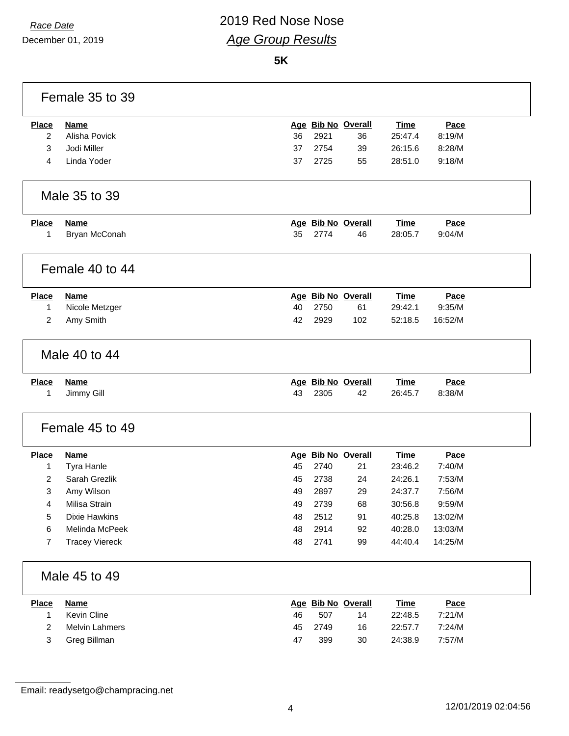*Race Date*

December 01, 2019

# 2019 Red Nose Nose

## *Age Group Results*

**5K**

### Female 35 to 39

| Place | Name | Age | Bib No | Overall | Time | Pace |
|---|---|---|---|---|---|---|
| 2 | Alisha Povick | 36 | 2921 | 36 | 25:47.4 | 8:19/M |
| 3 | Jodi Miller | 37 | 2754 | 39 | 26:15.6 | 8:28/M |
| 4 | Linda Yoder | 37 | 2725 | 55 | 28:51.0 | 9:18/M |

### Male 35 to 39

| Place | Name | Age | Bib No | Overall | Time | Pace |
|---|---|---|---|---|---|---|
| 1 | Bryan McConah | 35 | 2774 | 46 | 28:05.7 | 9:04/M |

### Female 40 to 44

| Place | Name | Age | Bib No | Overall | Time | Pace |
|---|---|---|---|---|---|---|
| 1 | Nicole Metzger | 40 | 2750 | 61 | 29:42.1 | 9:35/M |
| 2 | Amy Smith | 42 | 2929 | 102 | 52:18.5 | 16:52/M |

### Male 40 to 44

| Place | Name | Age | Bib No | Overall | Time | Pace |
|---|---|---|---|---|---|---|
| 1 | Jimmy Gill | 43 | 2305 | 42 | 26:45.7 | 8:38/M |

### Female 45 to 49

| Place | Name | Age | Bib No | Overall | Time | Pace |
|---|---|---|---|---|---|---|
| 1 | Tyra Hanle | 45 | 2740 | 21 | 23:46.2 | 7:40/M |
| 2 | Sarah Grezlik | 45 | 2738 | 24 | 24:26.1 | 7:53/M |
| 3 | Amy Wilson | 49 | 2897 | 29 | 24:37.7 | 7:56/M |
| 4 | Milisa Strain | 49 | 2739 | 68 | 30:56.8 | 9:59/M |
| 5 | Dixie Hawkins | 48 | 2512 | 91 | 40:25.8 | 13:02/M |
| 6 | Melinda McPeek | 48 | 2914 | 92 | 40:28.0 | 13:03/M |
| 7 | Tracey Viereck | 48 | 2741 | 99 | 44:40.4 | 14:25/M |

### Male 45 to 49

| Place | Name | Age | Bib No | Overall | Time | Pace |
|---|---|---|---|---|---|---|
| 1 | Kevin Cline | 46 | 507 | 14 | 22:48.5 | 7:21/M |
| 2 | Melvin Lahmers | 45 | 2749 | 16 | 22:57.7 | 7:24/M |
| 3 | Greg Billman | 47 | 399 | 30 | 24:38.9 | 7:57/M |

Email: readysetgo@champracing.net

12/01/2019 02:04:56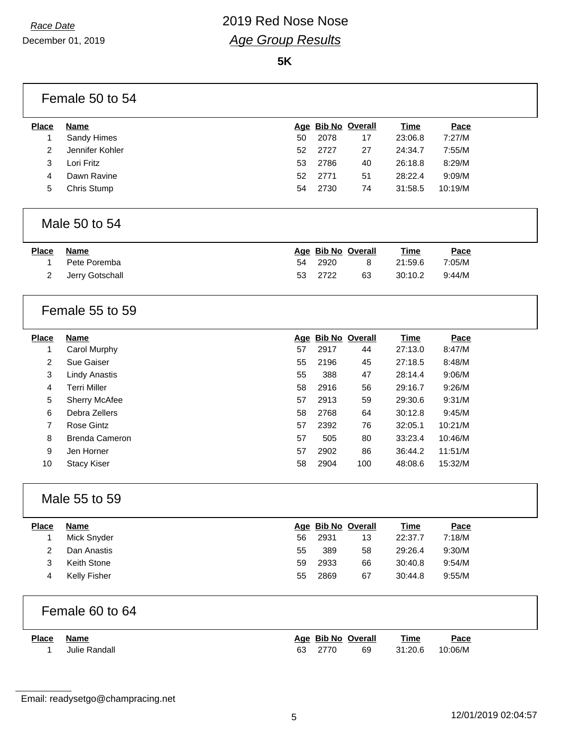*Race Date*

December 01, 2019

# 2019 Red Nose Nose

## *Age Group Results*

**5K**

### Female 50 to 54

| Place | Name | Age | Bib No | Overall | Time | Pace |
|---|---|---|---|---|---|---|
| 1 | Sandy Himes | 50 | 2078 | 17 | 23:06.8 | 7:27/M |
| 2 | Jennifer Kohler | 52 | 2727 | 27 | 24:34.7 | 7:55/M |
| 3 | Lori Fritz | 53 | 2786 | 40 | 26:18.8 | 8:29/M |
| 4 | Dawn Ravine | 52 | 2771 | 51 | 28:22.4 | 9:09/M |
| 5 | Chris Stump | 54 | 2730 | 74 | 31:58.5 | 10:19/M |

### Male 50 to 54

| Place | Name | Age | Bib No | Overall | Time | Pace |
|---|---|---|---|---|---|---|
| 1 | Pete Poremba | 54 | 2920 | 8 | 21:59.6 | 7:05/M |
| 2 | Jerry Gotschall | 53 | 2722 | 63 | 30:10.2 | 9:44/M |

### Female 55 to 59

| Place | Name | Age | Bib No | Overall | Time | Pace |
|---|---|---|---|---|---|---|
| 1 | Carol Murphy | 57 | 2917 | 44 | 27:13.0 | 8:47/M |
| 2 | Sue Gaiser | 55 | 2196 | 45 | 27:18.5 | 8:48/M |
| 3 | Lindy Anastis | 55 | 388 | 47 | 28:14.4 | 9:06/M |
| 4 | Terri Miller | 58 | 2916 | 56 | 29:16.7 | 9:26/M |
| 5 | Sherry McAfee | 57 | 2913 | 59 | 29:30.6 | 9:31/M |
| 6 | Debra Zellers | 58 | 2768 | 64 | 30:12.8 | 9:45/M |
| 7 | Rose Gintz | 57 | 2392 | 76 | 32:05.1 | 10:21/M |
| 8 | Brenda Cameron | 57 | 505 | 80 | 33:23.4 | 10:46/M |
| 9 | Jen Horner | 57 | 2902 | 86 | 36:44.2 | 11:51/M |
| 10 | Stacy Kiser | 58 | 2904 | 100 | 48:08.6 | 15:32/M |

### Male 55 to 59

| Place | Name | Age | Bib No | Overall | Time | Pace |
|---|---|---|---|---|---|---|
| 1 | Mick Snyder | 56 | 2931 | 13 | 22:37.7 | 7:18/M |
| 2 | Dan Anastis | 55 | 389 | 58 | 29:26.4 | 9:30/M |
| 3 | Keith Stone | 59 | 2933 | 66 | 30:40.8 | 9:54/M |
| 4 | Kelly Fisher | 55 | 2869 | 67 | 30:44.8 | 9:55/M |

### Female 60 to 64

| Place | Name | Age | Bib No | Overall | Time | Pace |
|---|---|---|---|---|---|---|
| 1 | Julie Randall | 63 | 2770 | 69 | 31:20.6 | 10:06/M |

Email: readysetgo@champracing.net

12/01/2019 02:04:57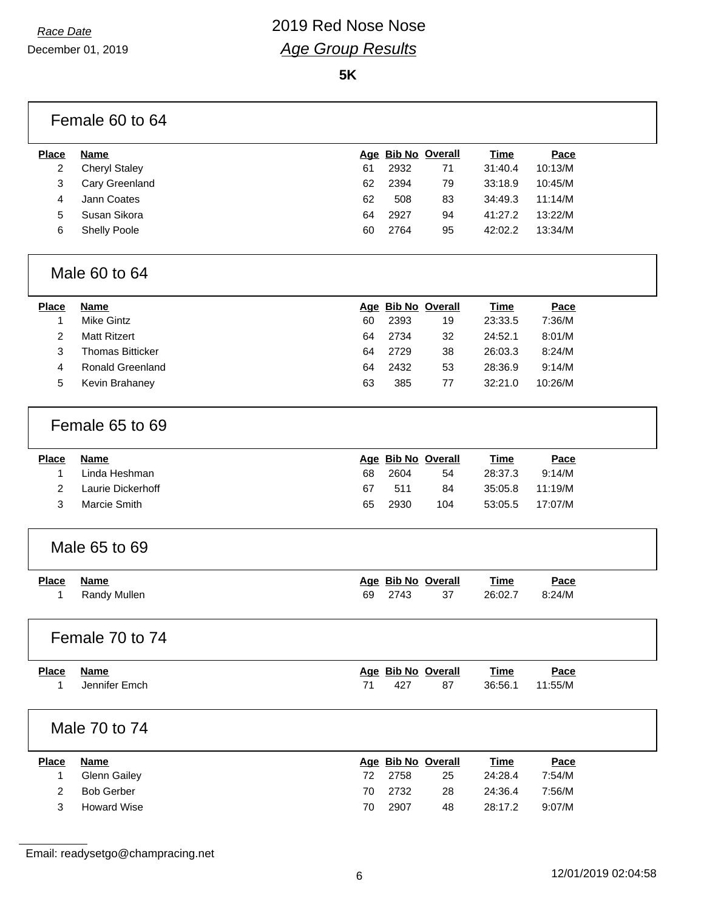*Race Date*

December 01, 2019

# 2019 Red Nose Nose

## *Age Group Results*

**5K**

### Female 60 to 64

| Place | Name | Age | Bib No | Overall | Time | Pace |
|---|---|---|---|---|---|---|
| 2 | Cheryl Staley | 61 | 2932 | 71 | 31:40.4 | 10:13/M |
| 3 | Cary Greenland | 62 | 2394 | 79 | 33:18.9 | 10:45/M |
| 4 | Jann Coates | 62 | 508 | 83 | 34:49.3 | 11:14/M |
| 5 | Susan Sikora | 64 | 2927 | 94 | 41:27.2 | 13:22/M |
| 6 | Shelly Poole | 60 | 2764 | 95 | 42:02.2 | 13:34/M |

### Male 60 to 64

| Place | Name | Age | Bib No | Overall | Time | Pace |
|---|---|---|---|---|---|---|
| 1 | Mike Gintz | 60 | 2393 | 19 | 23:33.5 | 7:36/M |
| 2 | Matt Ritzert | 64 | 2734 | 32 | 24:52.1 | 8:01/M |
| 3 | Thomas Bitticker | 64 | 2729 | 38 | 26:03.3 | 8:24/M |
| 4 | Ronald Greenland | 64 | 2432 | 53 | 28:36.9 | 9:14/M |
| 5 | Kevin Brahaney | 63 | 385 | 77 | 32:21.0 | 10:26/M |

### Female 65 to 69

| Place | Name | Age | Bib No | Overall | Time | Pace |
|---|---|---|---|---|---|---|
| 1 | Linda Heshman | 68 | 2604 | 54 | 28:37.3 | 9:14/M |
| 2 | Laurie Dickerhoff | 67 | 511 | 84 | 35:05.8 | 11:19/M |
| 3 | Marcie Smith | 65 | 2930 | 104 | 53:05.5 | 17:07/M |

### Male 65 to 69

| Place | Name | Age | Bib No | Overall | Time | Pace |
|---|---|---|---|---|---|---|
| 1 | Randy Mullen | 69 | 2743 | 37 | 26:02.7 | 8:24/M |

### Female 70 to 74

| Place | Name | Age | Bib No | Overall | Time | Pace |
|---|---|---|---|---|---|---|
| 1 | Jennifer Emch | 71 | 427 | 87 | 36:56.1 | 11:55/M |

### Male 70 to 74

| Place | Name | Age | Bib No | Overall | Time | Pace |
|---|---|---|---|---|---|---|
| 1 | Glenn Gailey | 72 | 2758 | 25 | 24:28.4 | 7:54/M |
| 2 | Bob Gerber | 70 | 2732 | 28 | 24:36.4 | 7:56/M |
| 3 | Howard Wise | 70 | 2907 | 48 | 28:17.2 | 9:07/M |

Email: readysetgo@champracing.net

12/01/2019 02:04:58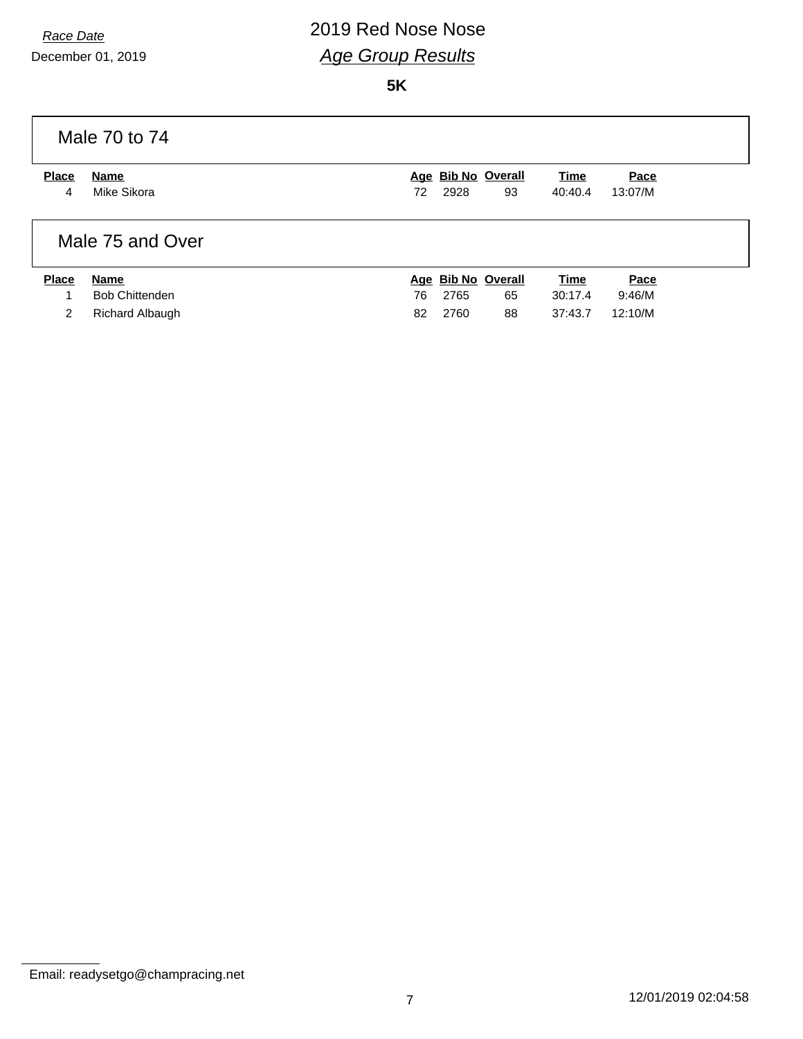*Race Date*

December 01, 2019

# 2019 Red Nose Nose

## *Age Group Results*

**5K**

### Male 70 to 74

| Place | Name | Age | Bib No | Overall | Time | Pace |
|---|---|---|---|---|---|---|
| 4 | Mike Sikora | 72 | 2928 | 93 | 40:40.4 | 13:07/M |

### Male 75 and Over

| Place | Name | Age | Bib No | Overall | Time | Pace |
|---|---|---|---|---|---|---|
| 1 | Bob Chittenden | 76 | 2765 | 65 | 30:17.4 | 9:46/M |
| 2 | Richard Albaugh | 82 | 2760 | 88 | 37:43.7 | 12:10/M |

Email: readysetgo@champracing.net

12/01/2019 02:04:58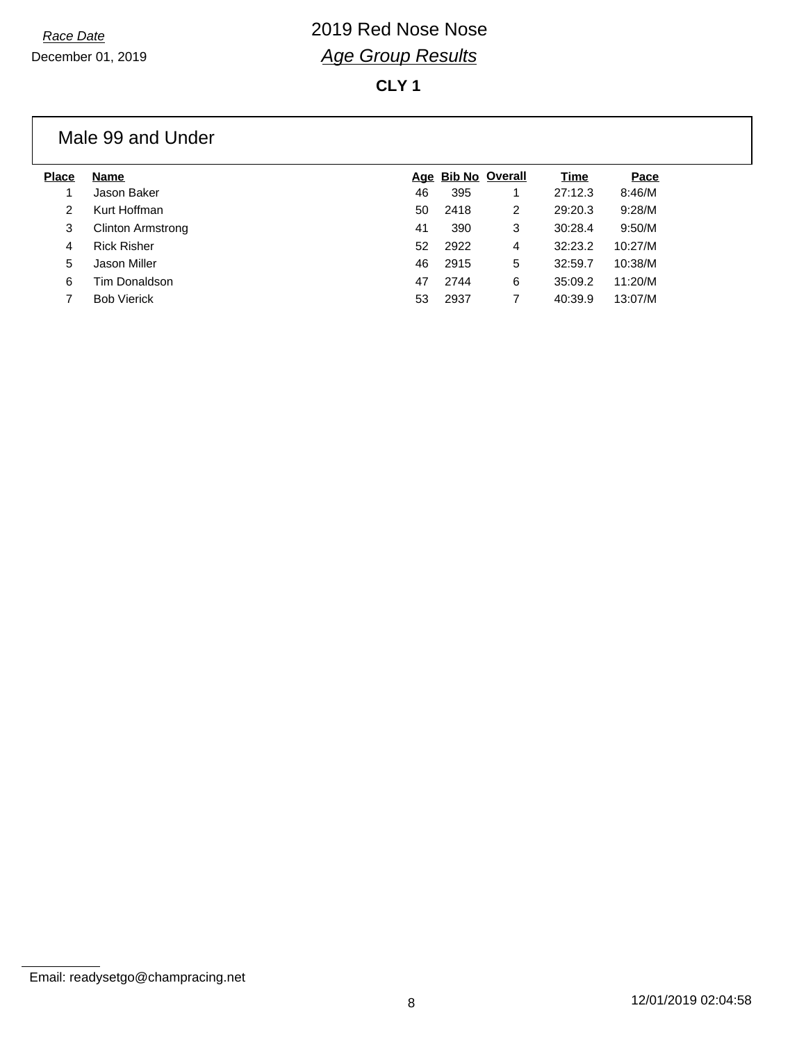*Race Date*

December 01, 2019

# 2019 Red Nose Nose

## *Age Group Results*

**CLY 1**

### Male 99 and Under

| Place | Name | Age | Bib No | Overall | Time | Pace |
|---|---|---|---|---|---|---|
| 1 | Jason Baker | 46 | 395 | 1 | 27:12.3 | 8:46/M |
| 2 | Kurt Hoffman | 50 | 2418 | 2 | 29:20.3 | 9:28/M |
| 3 | Clinton Armstrong | 41 | 390 | 3 | 30:28.4 | 9:50/M |
| 4 | Rick Risher | 52 | 2922 | 4 | 32:23.2 | 10:27/M |
| 5 | Jason Miller | 46 | 2915 | 5 | 32:59.7 | 10:38/M |
| 6 | Tim Donaldson | 47 | 2744 | 6 | 35:09.2 | 11:20/M |
| 7 | Bob Vierick | 53 | 2937 | 7 | 40:39.9 | 13:07/M |

Email: readysetgo@champracing.net

12/01/2019 02:04:58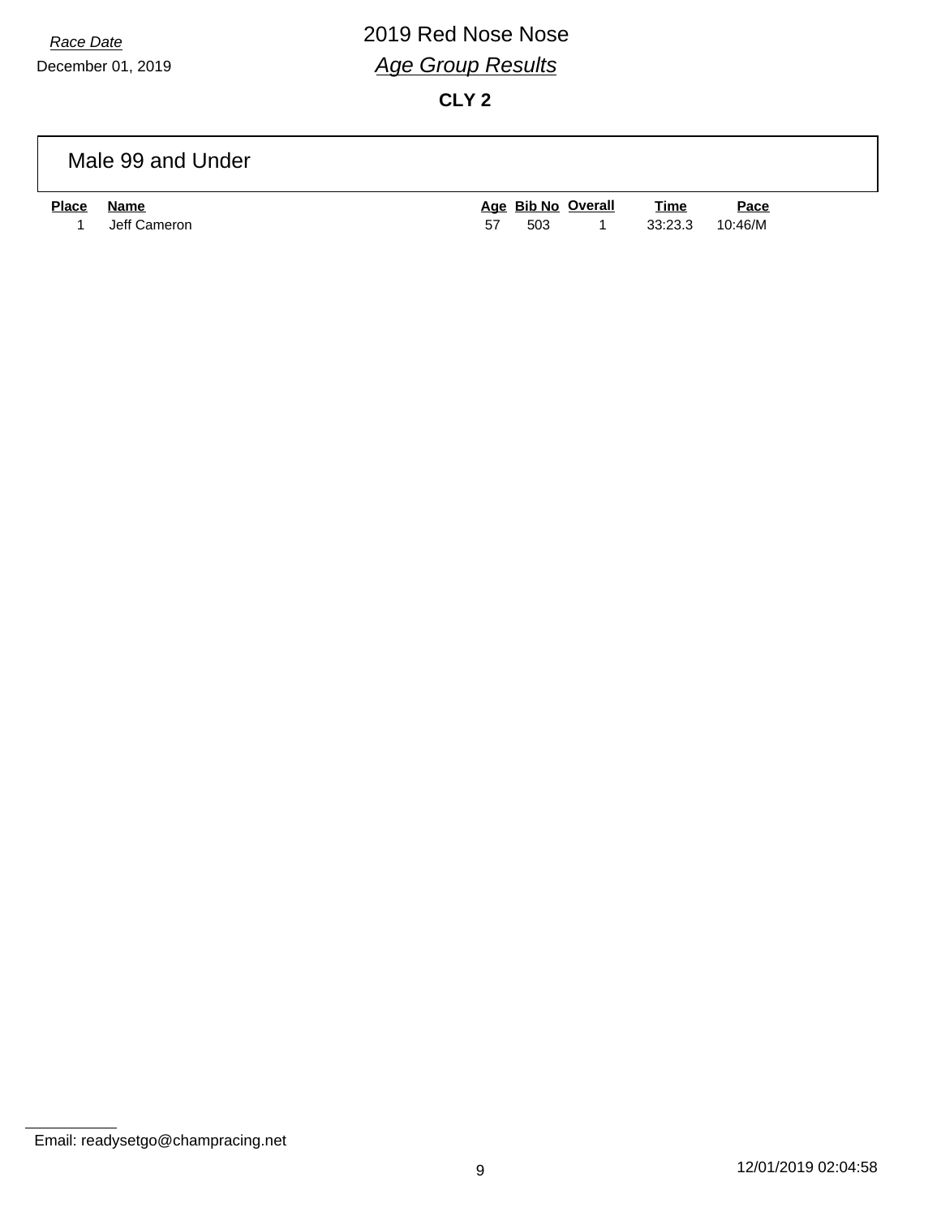*Race Date*

December 01, 2019

# 2019 Red Nose Nose

## *Age Group Results*

**CLY 2**

### Male 99 and Under

| Place | Name | Age | Bib No | Overall | Time | Pace |
|---|---|---|---|---|---|---|
| 1 | Jeff Cameron | 57 | 503 | 1 | 33:23.3 | 10:46/M |

Email: readysetgo@champracing.net

12/01/2019 02:04:58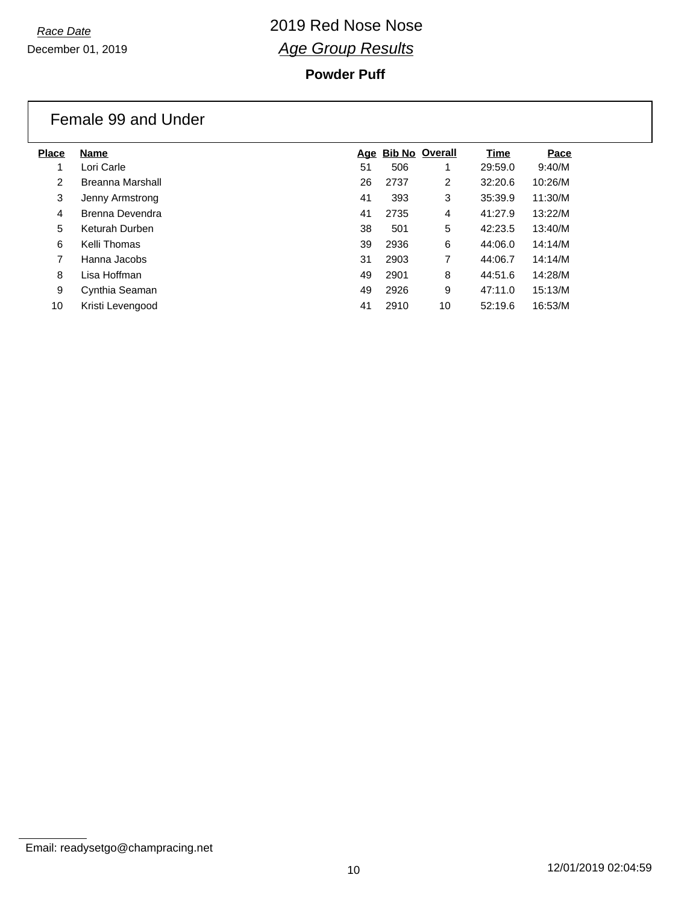*Race Date*

December 01, 2019

# 2019 Red Nose Nose

## *Age Group Results*

**Powder Puff**

### Female 99 and Under

| Place | Name | Age | Bib No | Overall | Time | Pace |
|---|---|---|---|---|---|---|
| 1 | Lori Carle | 51 | 506 | 1 | 29:59.0 | 9:40/M |
| 2 | Breanna Marshall | 26 | 2737 | 2 | 32:20.6 | 10:26/M |
| 3 | Jenny Armstrong | 41 | 393 | 3 | 35:39.9 | 11:30/M |
| 4 | Brenna Devendra | 41 | 2735 | 4 | 41:27.9 | 13:22/M |
| 5 | Keturah Durben | 38 | 501 | 5 | 42:23.5 | 13:40/M |
| 6 | Kelli Thomas | 39 | 2936 | 6 | 44:06.0 | 14:14/M |
| 7 | Hanna Jacobs | 31 | 2903 | 7 | 44:06.7 | 14:14/M |
| 8 | Lisa Hoffman | 49 | 2901 | 8 | 44:51.6 | 14:28/M |
| 9 | Cynthia Seaman | 49 | 2926 | 9 | 47:11.0 | 15:13/M |
| 10 | Kristi Levengood | 41 | 2910 | 10 | 52:19.6 | 16:53/M |

Email: readysetgo@champracing.net

12/01/2019 02:04:59